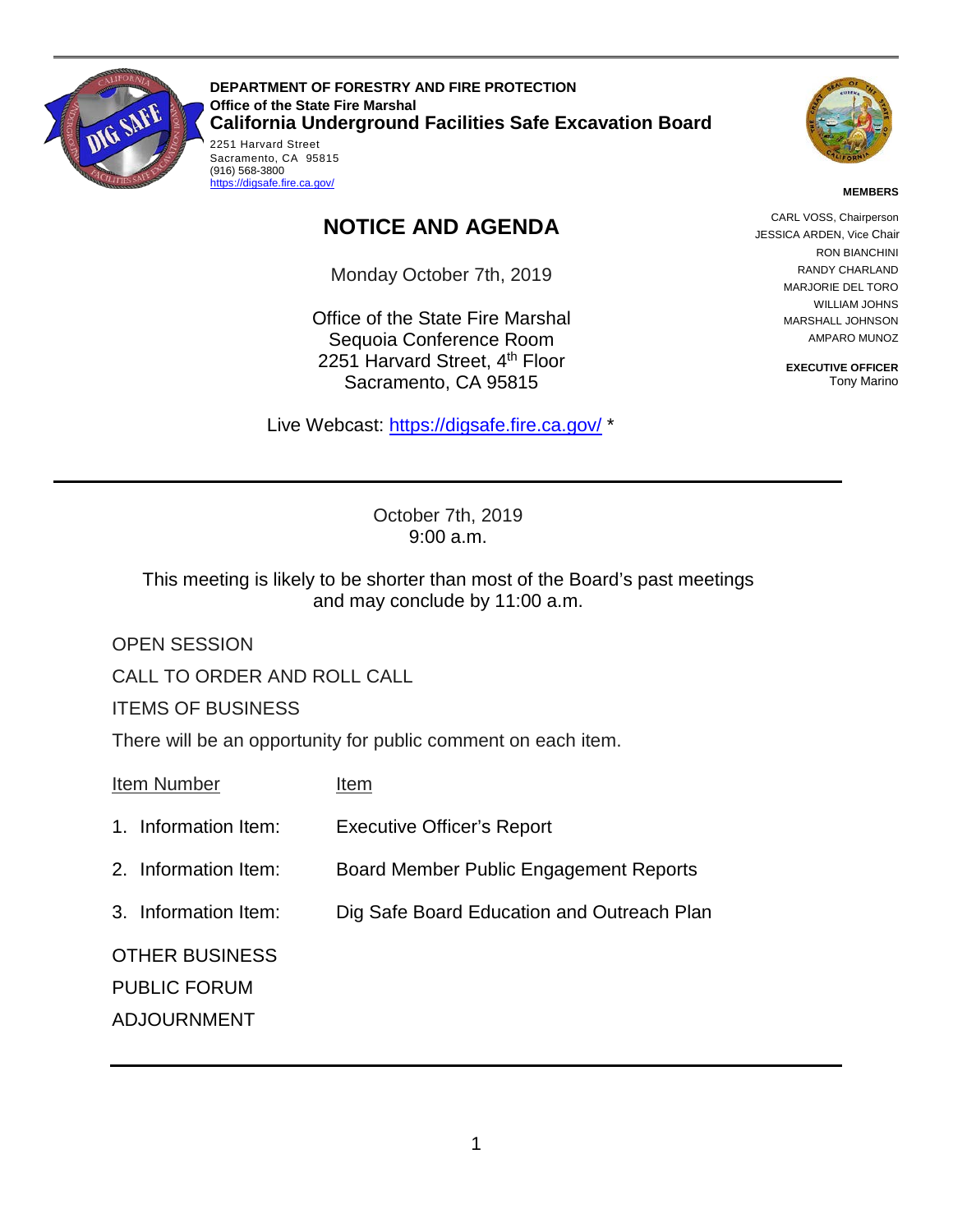**DEPARTMENT OF FORESTRY AND FIRE PROTECTION**
**Office of the State Fire Marshal**
**California Underground Facilities Safe Excavation Board**
2251 Harvard Street
Sacramento, CA 95815
(916) 568-3800
https://digsafe.fire.ca.gov/

**MEMBERS**

CARL VOSS, Chairperson
JESSICA ARDEN, Vice Chair
RON BIANCHINI
RANDY CHARLAND
MARJORIE DEL TORO
WILLIAM JOHNS
MARSHALL JOHNSON
AMPARO MUNOZ

**EXECUTIVE OFFICER**
Tony Marino

# NOTICE AND AGENDA

Monday October 7th, 2019

Office of the State Fire Marshal
Sequoia Conference Room
2251 Harvard Street, 4th Floor
Sacramento, CA 95815

Live Webcast: https://digsafe.fire.ca.gov/ *

---

October 7th, 2019
9:00 a.m.

This meeting is likely to be shorter than most of the Board's past meetings and may conclude by 11:00 a.m.

OPEN SESSION

CALL TO ORDER AND ROLL CALL

ITEMS OF BUSINESS

There will be an opportunity for public comment on each item.

| Item Number | Item |
|---|---|
| 1. Information Item: | Executive Officer's Report |
| 2. Information Item: | Board Member Public Engagement Reports |
| 3. Information Item: | Dig Safe Board Education and Outreach Plan |

OTHER BUSINESS

PUBLIC FORUM

ADJOURNMENT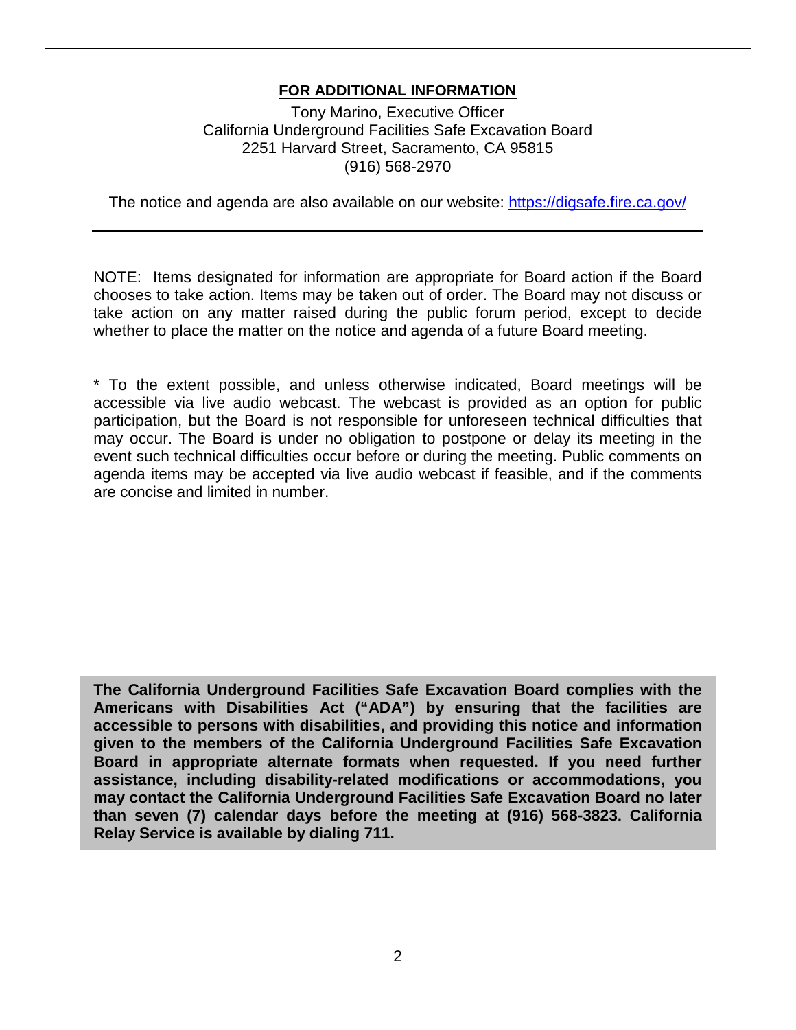**FOR ADDITIONAL INFORMATION**

Tony Marino, Executive Officer
California Underground Facilities Safe Excavation Board
2251 Harvard Street, Sacramento, CA 95815
(916) 568-2970

The notice and agenda are also available on our website: https://digsafe.fire.ca.gov/

---

NOTE: Items designated for information are appropriate for Board action if the Board chooses to take action. Items may be taken out of order. The Board may not discuss or take action on any matter raised during the public forum period, except to decide whether to place the matter on the notice and agenda of a future Board meeting.

* To the extent possible, and unless otherwise indicated, Board meetings will be accessible via live audio webcast. The webcast is provided as an option for public participation, but the Board is not responsible for unforeseen technical difficulties that may occur. The Board is under no obligation to postpone or delay its meeting in the event such technical difficulties occur before or during the meeting. Public comments on agenda items may be accepted via live audio webcast if feasible, and if the comments are concise and limited in number.

**The California Underground Facilities Safe Excavation Board complies with the Americans with Disabilities Act ("ADA") by ensuring that the facilities are accessible to persons with disabilities, and providing this notice and information given to the members of the California Underground Facilities Safe Excavation Board in appropriate alternate formats when requested. If you need further assistance, including disability-related modifications or accommodations, you may contact the California Underground Facilities Safe Excavation Board no later than seven (7) calendar days before the meeting at (916) 568-3823. California Relay Service is available by dialing 711.**